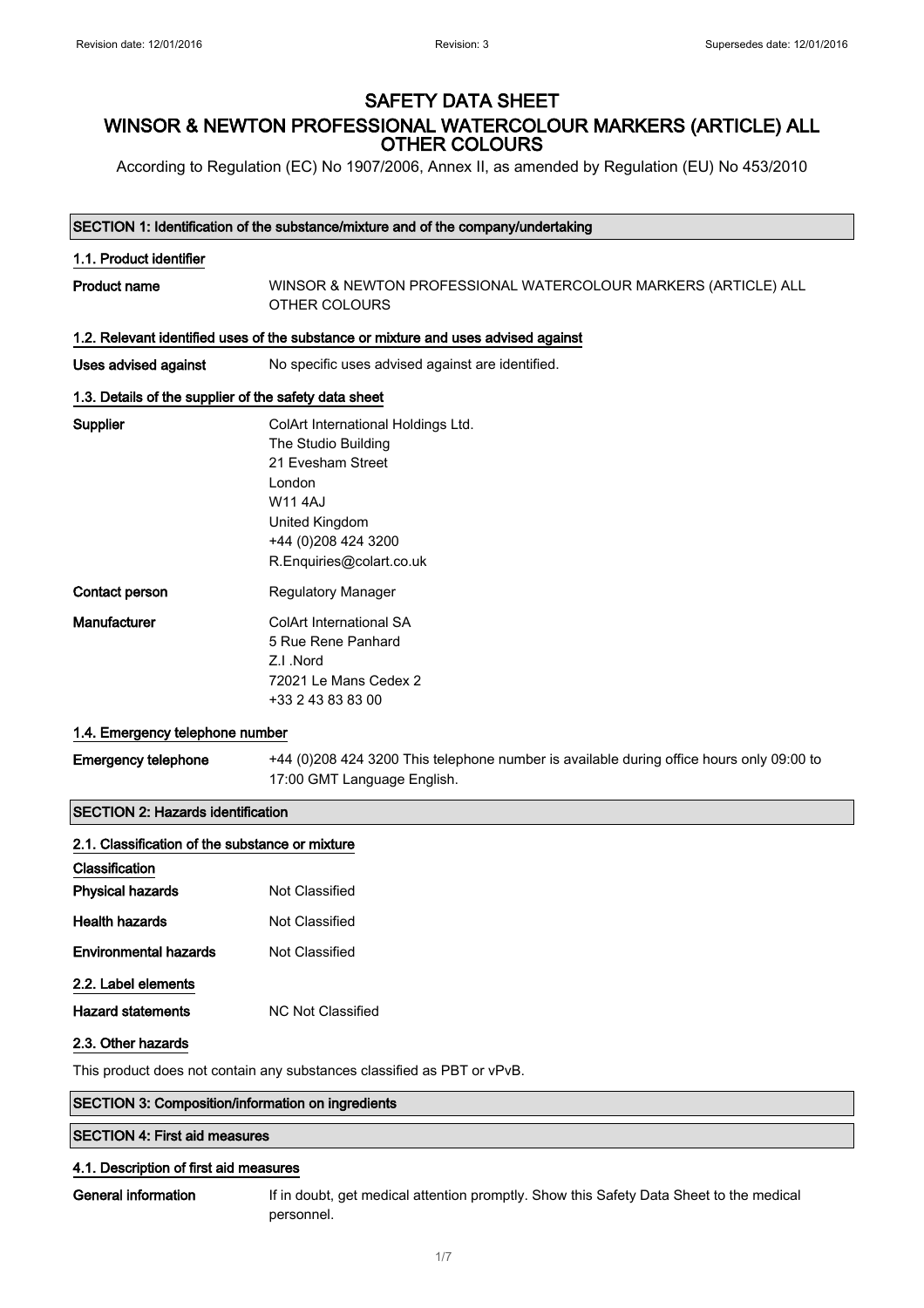# SAFETY DATA SHEET

# WINSOR & NEWTON PROFESSIONAL WATERCOLOUR MARKERS (ARTICLE) ALL OTHER COLOURS

According to Regulation (EC) No 1907/2006, Annex II, as amended by Regulation (EU) No 453/2010

## SECTION 1: Identification of the substance/mixture and of the company/undertaking

### 1.1. Product identifier

**Product name** WINSOR & NEWTON PROFESSIONAL WATERCOLOUR MARKERS (ARTICLE) ALL OTHER COLOURS

### 1.2. Relevant identified uses of the substance or mixture and uses advised against

**Uses advised against** No specific uses advised against are identified.

### 1.3. Details of the supplier of the safety data sheet

**Supplier**
ColArt International Holdings Ltd.
The Studio Building
21 Evesham Street
London
W11 4AJ
United Kingdom
+44 (0)208 424 3200
R.Enquiries@colart.co.uk

**Contact person** Regulatory Manager

**Manufacturer**
ColArt International SA
5 Rue Rene Panhard
Z.I .Nord
72021 Le Mans Cedex 2
+33 2 43 83 83 00

### 1.4. Emergency telephone number

**Emergency telephone** +44 (0)208 424 3200 This telephone number is available during office hours only 09:00 to 17:00 GMT Language English.

## SECTION 2: Hazards identification

### 2.1. Classification of the substance or mixture

**Classification**

**Physical hazards** Not Classified

**Health hazards** Not Classified

**Environmental hazards** Not Classified

### 2.2. Label elements

**Hazard statements** NC Not Classified

### 2.3. Other hazards

This product does not contain any substances classified as PBT or vPvB.

## SECTION 3: Composition/information on ingredients

## SECTION 4: First aid measures

### 4.1. Description of first aid measures

**General information** If in doubt, get medical attention promptly. Show this Safety Data Sheet to the medical personnel.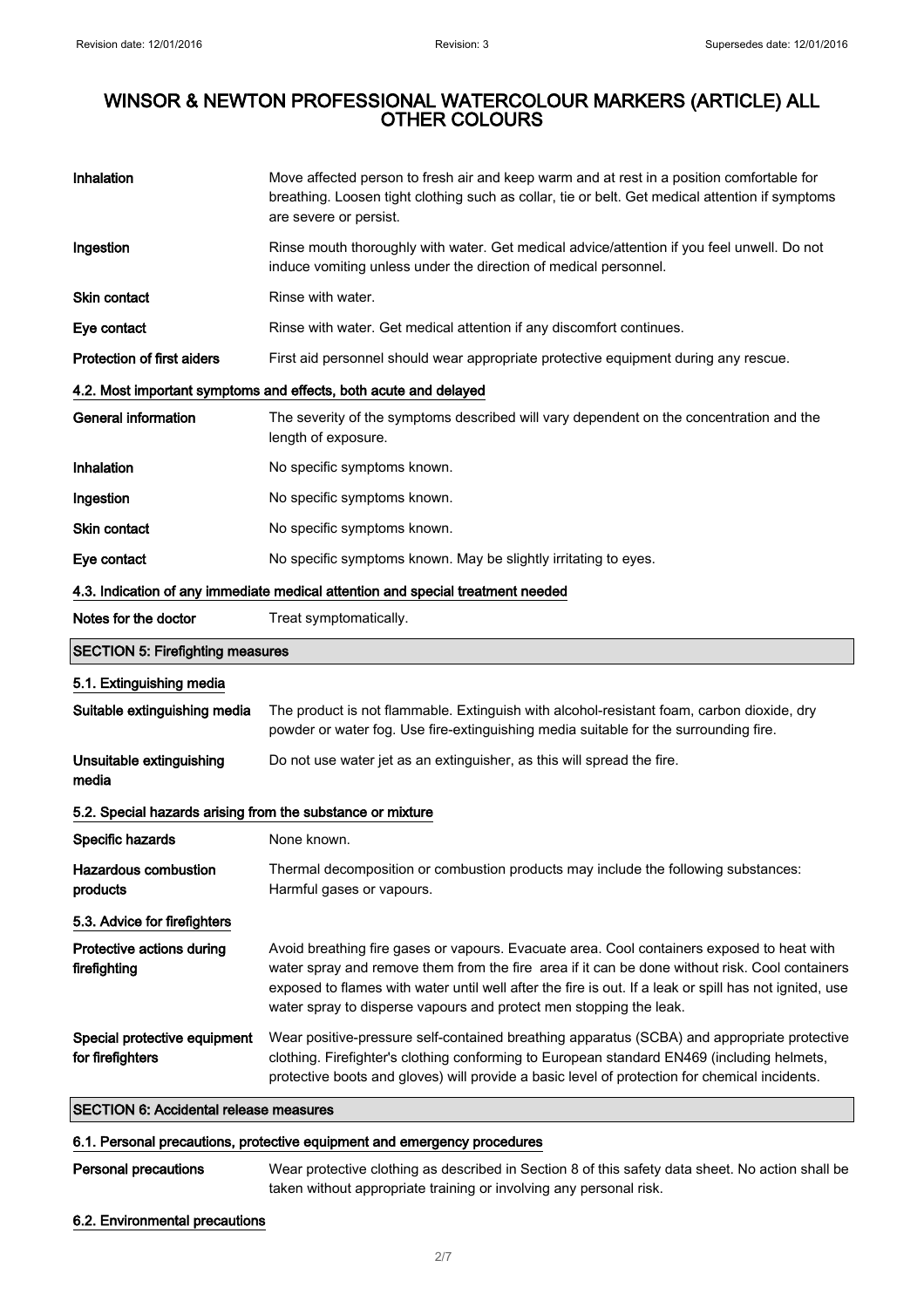| | |
|---|---|
| **Inhalation** | Move affected person to fresh air and keep warm and at rest in a position comfortable for breathing. Loosen tight clothing such as collar, tie or belt. Get medical attention if symptoms are severe or persist. |
| **Ingestion** | Rinse mouth thoroughly with water. Get medical advice/attention if you feel unwell. Do not induce vomiting unless under the direction of medical personnel. |
| **Skin contact** | Rinse with water. |
| **Eye contact** | Rinse with water. Get medical attention if any discomfort continues. |
| **Protection of first aiders** | First aid personnel should wear appropriate protective equipment during any rescue. |

### 4.2. Most important symptoms and effects, both acute and delayed

| | |
|---|---|
| **General information** | The severity of the symptoms described will vary dependent on the concentration and the length of exposure. |
| **Inhalation** | No specific symptoms known. |
| **Ingestion** | No specific symptoms known. |
| **Skin contact** | No specific symptoms known. |
| **Eye contact** | No specific symptoms known. May be slightly irritating to eyes. |

### 4.3. Indication of any immediate medical attention and special treatment needed

| | |
|---|---|
| **Notes for the doctor** | Treat symptomatically. |

## SECTION 5: Firefighting measures

### 5.1. Extinguishing media

| | |
|---|---|
| **Suitable extinguishing media** | The product is not flammable. Extinguish with alcohol-resistant foam, carbon dioxide, dry powder or water fog. Use fire-extinguishing media suitable for the surrounding fire. |
| **Unsuitable extinguishing media** | Do not use water jet as an extinguisher, as this will spread the fire. |

### 5.2. Special hazards arising from the substance or mixture

| | |
|---|---|
| **Specific hazards** | None known. |
| **Hazardous combustion products** | Thermal decomposition or combustion products may include the following substances: Harmful gases or vapours. |

### 5.3. Advice for firefighters

| | |
|---|---|
| **Protective actions during firefighting** | Avoid breathing fire gases or vapours. Evacuate area. Cool containers exposed to heat with water spray and remove them from the fire area if it can be done without risk. Cool containers exposed to flames with water until well after the fire is out. If a leak or spill has not ignited, use water spray to disperse vapours and protect men stopping the leak. |
| **Special protective equipment for firefighters** | Wear positive-pressure self-contained breathing apparatus (SCBA) and appropriate protective clothing. Firefighter's clothing conforming to European standard EN469 (including helmets, protective boots and gloves) will provide a basic level of protection for chemical incidents. |

## SECTION 6: Accidental release measures

### 6.1. Personal precautions, protective equipment and emergency procedures

| | |
|---|---|
| **Personal precautions** | Wear protective clothing as described in Section 8 of this safety data sheet. No action shall be taken without appropriate training or involving any personal risk. |

### 6.2. Environmental precautions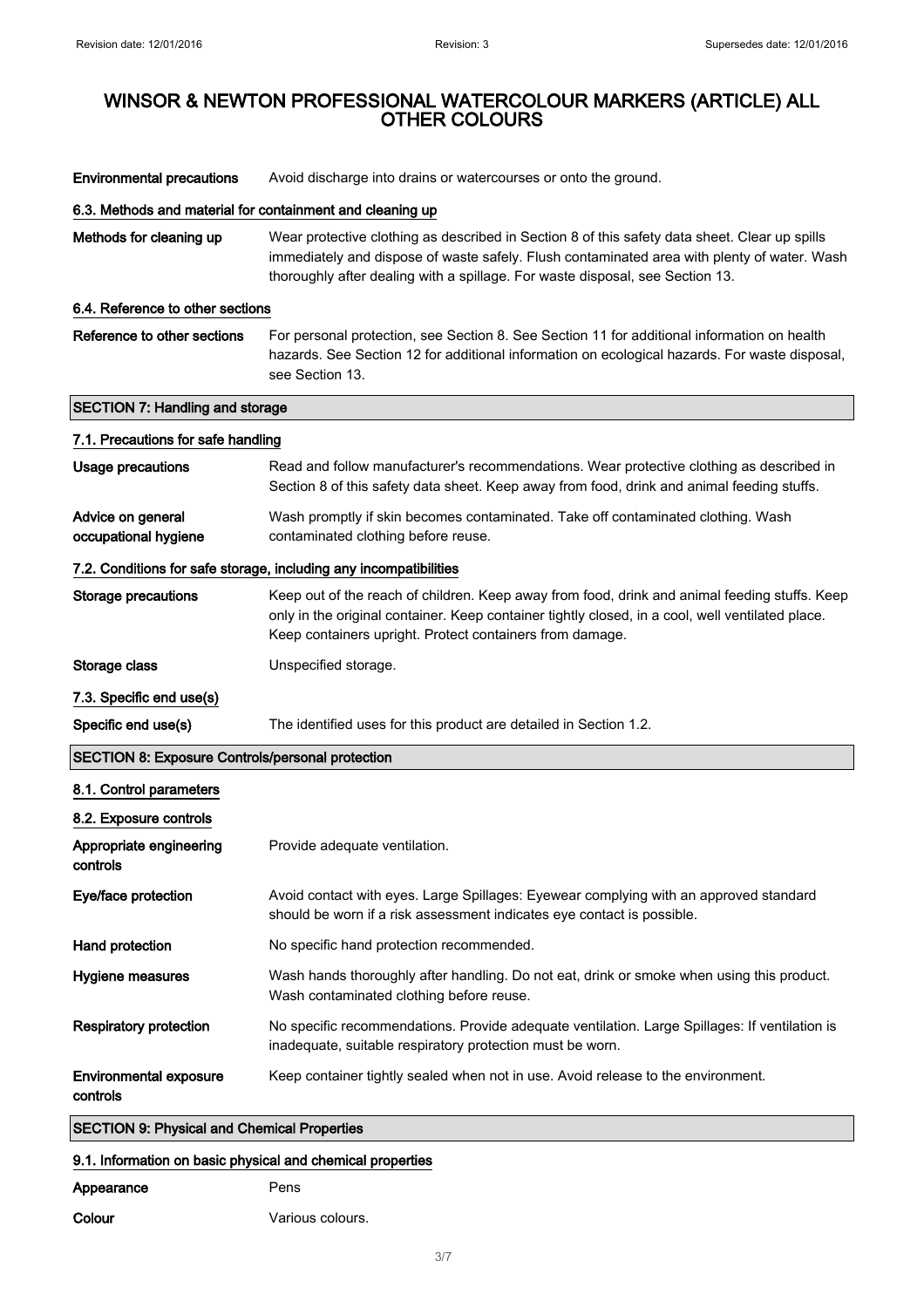**Environmental precautions** Avoid discharge into drains or watercourses or onto the ground.

### 6.3. Methods and material for containment and cleaning up

**Methods for cleaning up** Wear protective clothing as described in Section 8 of this safety data sheet. Clear up spills immediately and dispose of waste safely. Flush contaminated area with plenty of water. Wash thoroughly after dealing with a spillage. For waste disposal, see Section 13.

### 6.4. Reference to other sections

**Reference to other sections** For personal protection, see Section 8. See Section 11 for additional information on health hazards. See Section 12 for additional information on ecological hazards. For waste disposal, see Section 13.

## SECTION 7: Handling and storage

### 7.1. Precautions for safe handling

**Usage precautions** Read and follow manufacturer's recommendations. Wear protective clothing as described in Section 8 of this safety data sheet. Keep away from food, drink and animal feeding stuffs.

**Advice on general occupational hygiene** Wash promptly if skin becomes contaminated. Take off contaminated clothing. Wash contaminated clothing before reuse.

### 7.2. Conditions for safe storage, including any incompatibilities

**Storage precautions** Keep out of the reach of children. Keep away from food, drink and animal feeding stuffs. Keep only in the original container. Keep container tightly closed, in a cool, well ventilated place. Keep containers upright. Protect containers from damage.

**Storage class** Unspecified storage.

### 7.3. Specific end use(s)

**Specific end use(s)** The identified uses for this product are detailed in Section 1.2.

## SECTION 8: Exposure Controls/personal protection

### 8.1. Control parameters

### 8.2. Exposure controls

**Appropriate engineering controls** Provide adequate ventilation.

**Eye/face protection** Avoid contact with eyes. Large Spillages: Eyewear complying with an approved standard should be worn if a risk assessment indicates eye contact is possible.

**Hand protection** No specific hand protection recommended.

**Hygiene measures** Wash hands thoroughly after handling. Do not eat, drink or smoke when using this product. Wash contaminated clothing before reuse.

**Respiratory protection** No specific recommendations. Provide adequate ventilation. Large Spillages: If ventilation is inadequate, suitable respiratory protection must be worn.

**Environmental exposure controls** Keep container tightly sealed when not in use. Avoid release to the environment.

## SECTION 9: Physical and Chemical Properties

### 9.1. Information on basic physical and chemical properties

**Appearance** Pens

**Colour** Various colours.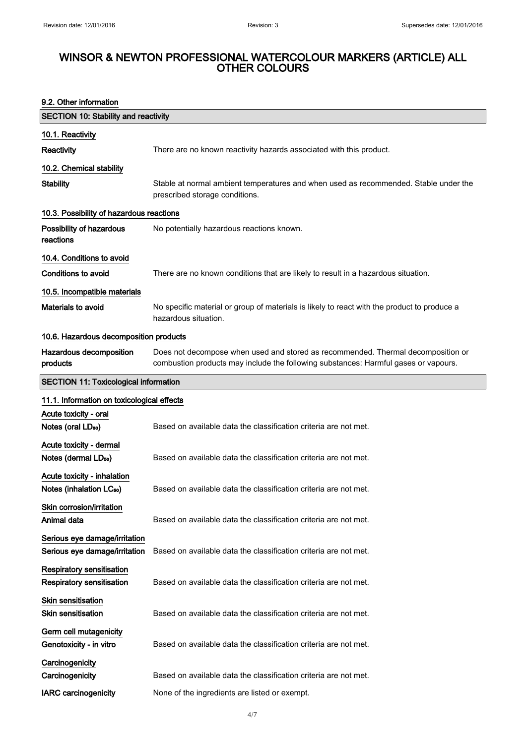# WINSOR & NEWTON PROFESSIONAL WATERCOLOUR MARKERS (ARTICLE) ALL OTHER COLOURS

### 9.2. Other information

## SECTION 10: Stability and reactivity

### 10.1. Reactivity

**Reactivity** There are no known reactivity hazards associated with this product.

### 10.2. Chemical stability

**Stability** Stable at normal ambient temperatures and when used as recommended. Stable under the prescribed storage conditions.

### 10.3. Possibility of hazardous reactions

**Possibility of hazardous reactions** No potentially hazardous reactions known.

### 10.4. Conditions to avoid

**Conditions to avoid** There are no known conditions that are likely to result in a hazardous situation.

### 10.5. Incompatible materials

**Materials to avoid** No specific material or group of materials is likely to react with the product to produce a hazardous situation.

### 10.6. Hazardous decomposition products

**Hazardous decomposition products** Does not decompose when used and stored as recommended. Thermal decomposition or combustion products may include the following substances: Harmful gases or vapours.

## SECTION 11: Toxicological information

### 11.1. Information on toxicological effects

**Acute toxicity - oral**

**Notes (oral $LD_{50}$)** Based on available data the classification criteria are not met.

**Acute toxicity - dermal**

**Notes (dermal $LD_{50}$)** Based on available data the classification criteria are not met.

**Acute toxicity - inhalation**

**Notes (inhalation $LC_{50}$)** Based on available data the classification criteria are not met.

**Skin corrosion/irritation**

**Animal data** Based on available data the classification criteria are not met.

**Serious eye damage/irritation**

**Serious eye damage/irritation** Based on available data the classification criteria are not met.

**Respiratory sensitisation**

**Respiratory sensitisation** Based on available data the classification criteria are not met.

**Skin sensitisation**

**Skin sensitisation** Based on available data the classification criteria are not met.

**Germ cell mutagenicity**

**Genotoxicity - in vitro** Based on available data the classification criteria are not met.

**Carcinogenicity**

**Carcinogenicity** Based on available data the classification criteria are not met.

**IARC carcinogenicity** None of the ingredients are listed or exempt.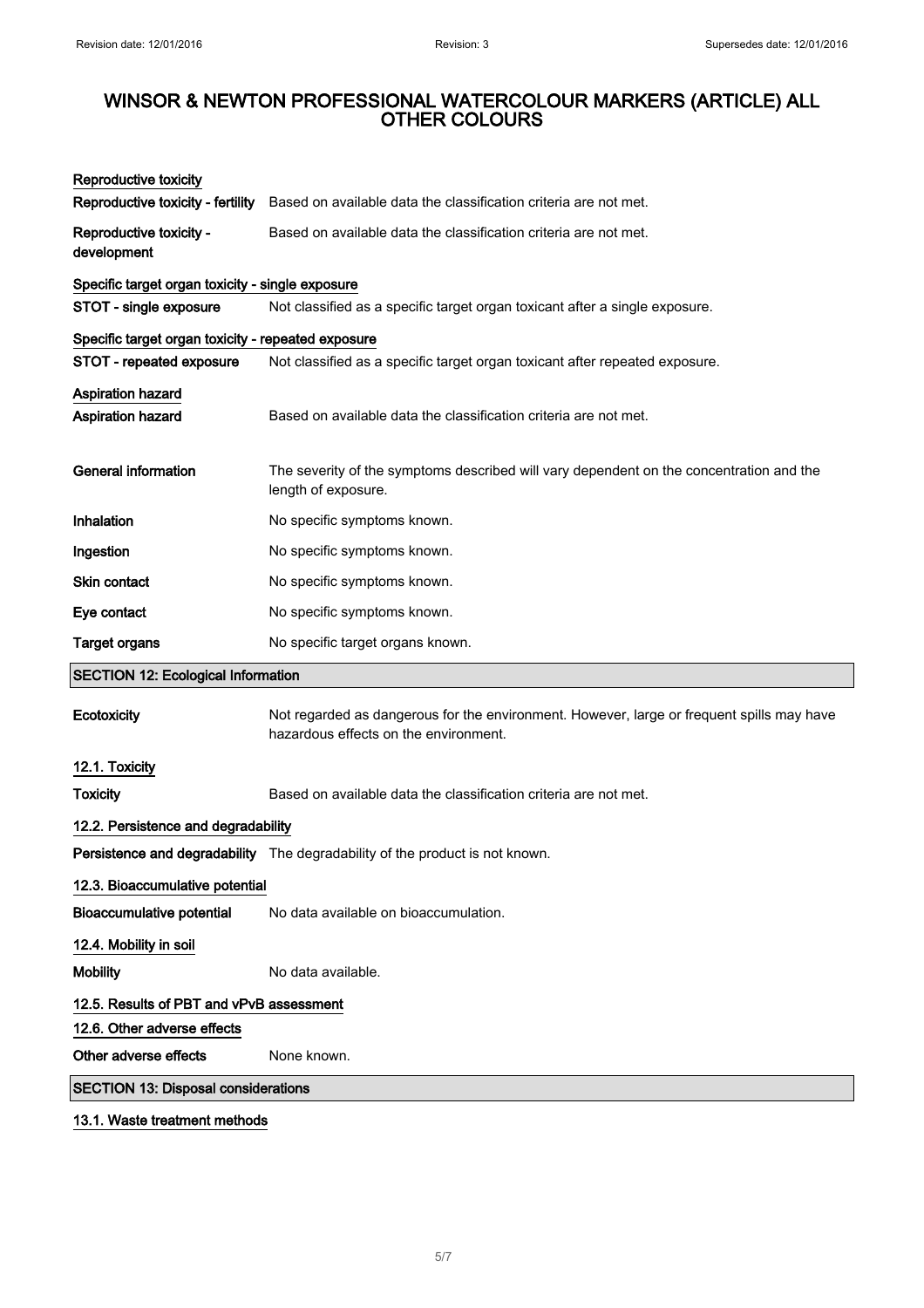# WINSOR & NEWTON PROFESSIONAL WATERCOLOUR MARKERS (ARTICLE) ALL OTHER COLOURS

### Reproductive toxicity

**Reproductive toxicity - fertility** Based on available data the classification criteria are not met.

**Reproductive toxicity - development** Based on available data the classification criteria are not met.

### Specific target organ toxicity - single exposure

**STOT - single exposure** Not classified as a specific target organ toxicant after a single exposure.

### Specific target organ toxicity - repeated exposure

**STOT - repeated exposure** Not classified as a specific target organ toxicant after repeated exposure.

### Aspiration hazard

**Aspiration hazard** Based on available data the classification criteria are not met.

**General information** The severity of the symptoms described will vary dependent on the concentration and the length of exposure.

**Inhalation** No specific symptoms known.

**Ingestion** No specific symptoms known.

**Skin contact** No specific symptoms known.

**Eye contact** No specific symptoms known.

**Target organs** No specific target organs known.

## SECTION 12: Ecological Information

**Ecotoxicity** Not regarded as dangerous for the environment. However, large or frequent spills may have hazardous effects on the environment.

### 12.1. Toxicity

**Toxicity** Based on available data the classification criteria are not met.

### 12.2. Persistence and degradability

**Persistence and degradability** The degradability of the product is not known.

### 12.3. Bioaccumulative potential

**Bioaccumulative potential** No data available on bioaccumulation.

### 12.4. Mobility in soil

**Mobility** No data available.

### 12.5. Results of PBT and vPvB assessment

### 12.6. Other adverse effects

**Other adverse effects** None known.

## SECTION 13: Disposal considerations

### 13.1. Waste treatment methods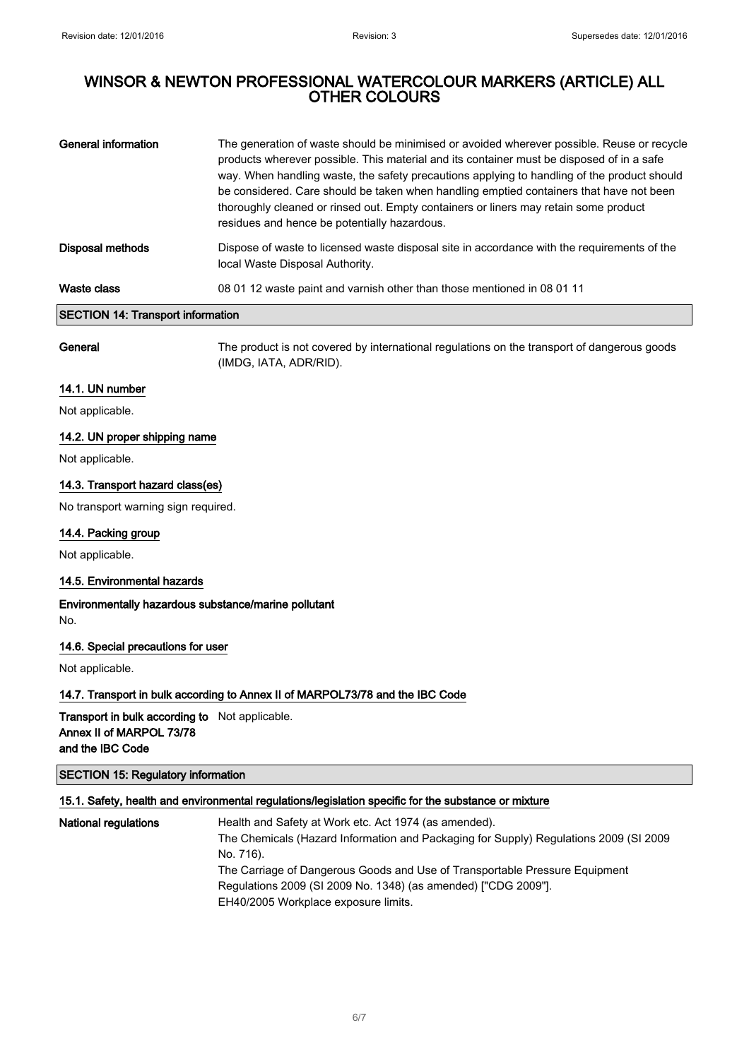# WINSOR & NEWTON PROFESSIONAL WATERCOLOUR MARKERS (ARTICLE) ALL OTHER COLOURS

**General information**
The generation of waste should be minimised or avoided wherever possible. Reuse or recycle products wherever possible. This material and its container must be disposed of in a safe way. When handling waste, the safety precautions applying to handling of the product should be considered. Care should be taken when handling emptied containers that have not been thoroughly cleaned or rinsed out. Empty containers or liners may retain some product residues and hence be potentially hazardous.

**Disposal methods**
Dispose of waste to licensed waste disposal site in accordance with the requirements of the local Waste Disposal Authority.

**Waste class**
08 01 12 waste paint and varnish other than those mentioned in 08 01 11

## SECTION 14: Transport information

**General**
The product is not covered by international regulations on the transport of dangerous goods (IMDG, IATA, ADR/RID).

### 14.1. UN number

Not applicable.

### 14.2. UN proper shipping name

Not applicable.

### 14.3. Transport hazard class(es)

No transport warning sign required.

### 14.4. Packing group

Not applicable.

### 14.5. Environmental hazards

**Environmentally hazardous substance/marine pollutant**
No.

### 14.6. Special precautions for user

Not applicable.

### 14.7. Transport in bulk according to Annex II of MARPOL73/78 and the IBC Code

**Transport in bulk according to Annex II of MARPOL 73/78 and the IBC Code**
Not applicable.

## SECTION 15: Regulatory information

### 15.1. Safety, health and environmental regulations/legislation specific for the substance or mixture

**National regulations**
Health and Safety at Work etc. Act 1974 (as amended).
The Chemicals (Hazard Information and Packaging for Supply) Regulations 2009 (SI 2009 No. 716).
The Carriage of Dangerous Goods and Use of Transportable Pressure Equipment Regulations 2009 (SI 2009 No. 1348) (as amended) ["CDG 2009"].
EH40/2005 Workplace exposure limits.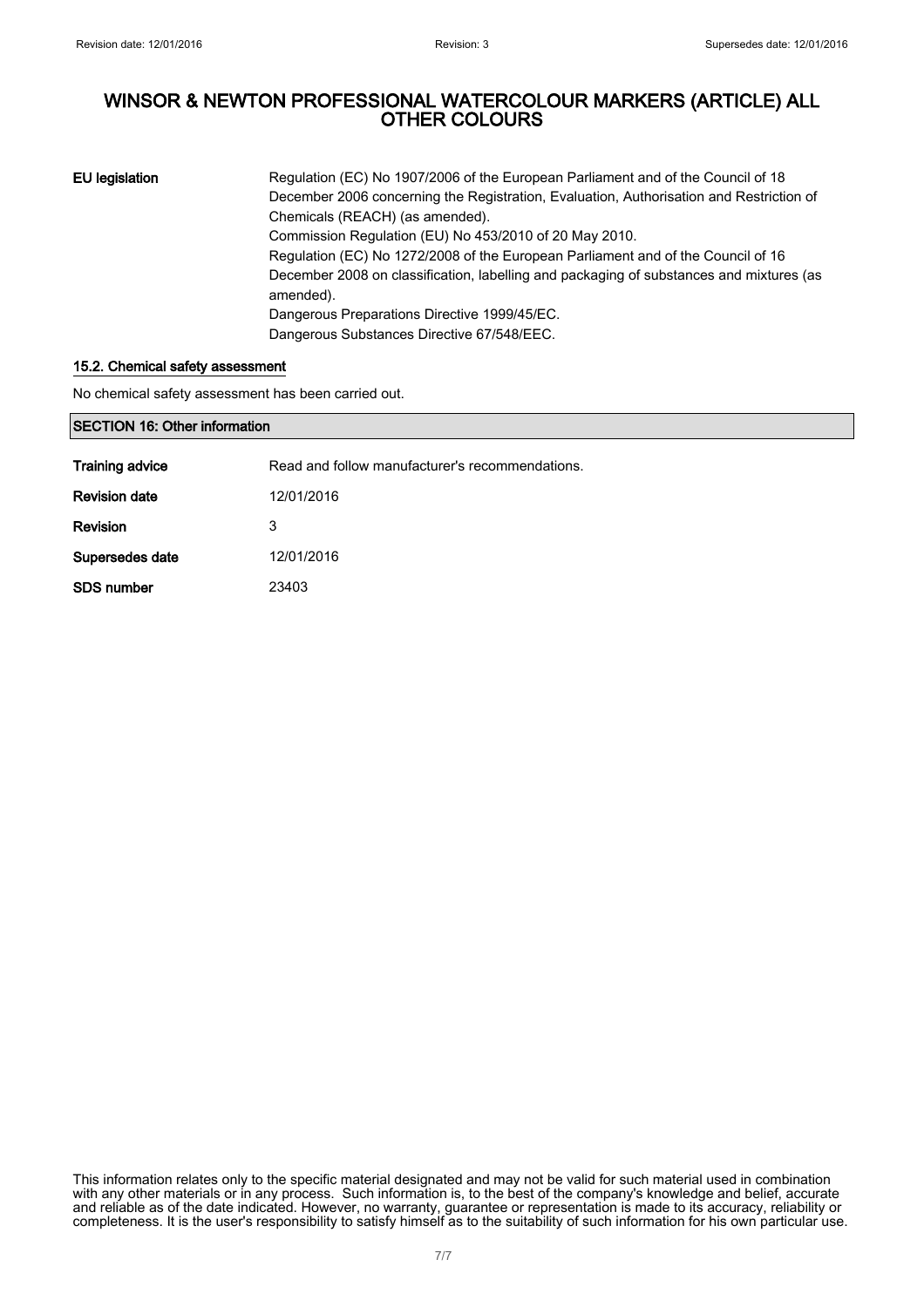| | |
|---|---|
| **EU legislation** | Regulation (EC) No 1907/2006 of the European Parliament and of the Council of 18 December 2006 concerning the Registration, Evaluation, Authorisation and Restriction of Chemicals (REACH) (as amended).<br>Commission Regulation (EU) No 453/2010 of 20 May 2010.<br>Regulation (EC) No 1272/2008 of the European Parliament and of the Council of 16 December 2008 on classification, labelling and packaging of substances and mixtures (as amended).<br>Dangerous Preparations Directive 1999/45/EC.<br>Dangerous Substances Directive 67/548/EEC. |

### 15.2. Chemical safety assessment

No chemical safety assessment has been carried out.

## SECTION 16: Other information

| | |
|---|---|
| **Training advice** | Read and follow manufacturer's recommendations. |
| **Revision date** | 12/01/2016 |
| **Revision** | 3 |
| **Supersedes date** | 12/01/2016 |
| **SDS number** | 23403 |

This information relates only to the specific material designated and may not be valid for such material used in combination with any other materials or in any process. Such information is, to the best of the company's knowledge and belief, accurate and reliable as of the date indicated. However, no warranty, guarantee or representation is made to its accuracy, reliability or completeness. It is the user's responsibility to satisfy himself as to the suitability of such information for his own particular use.